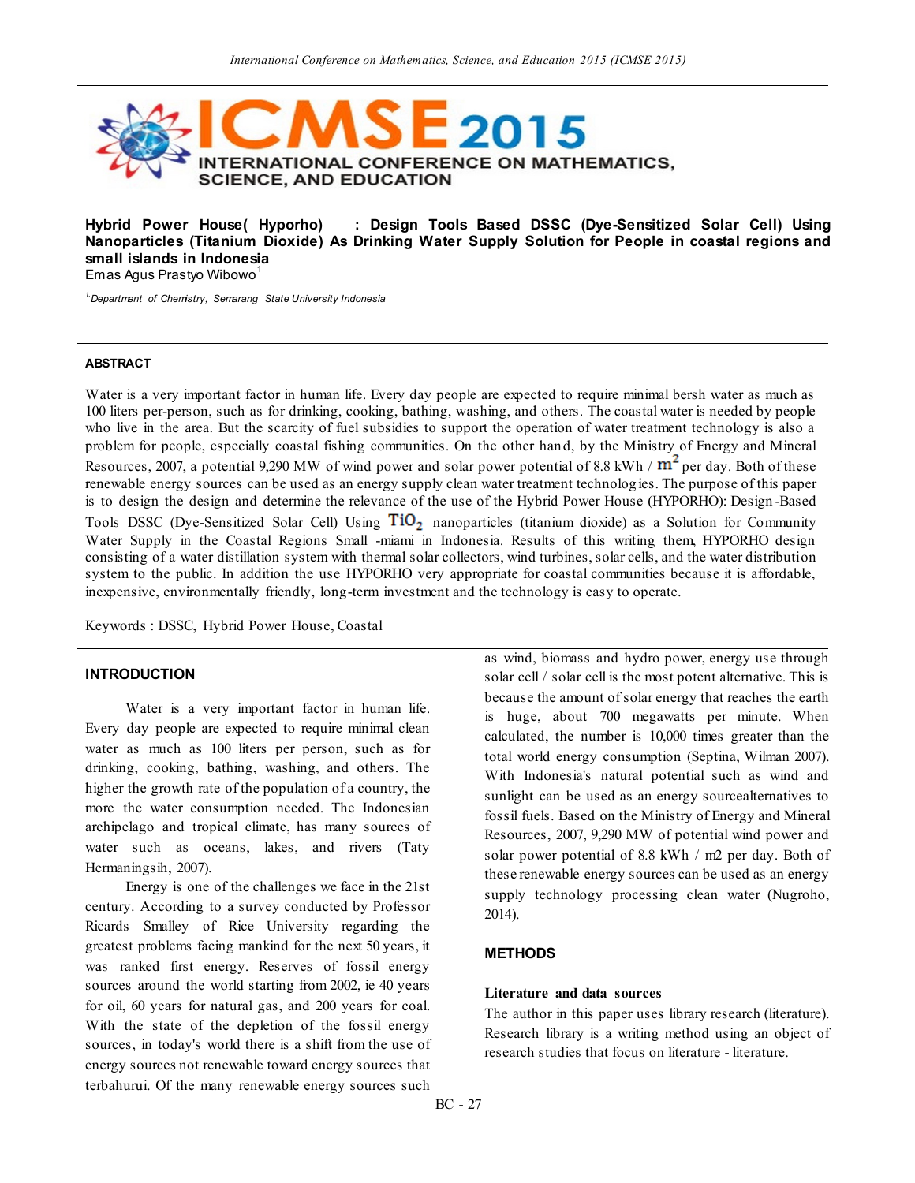# Hybrid Power House( Hyporho) : Design Tools Based DSSC (Dye-Sensitized Solar Cell) Using Nanoparticles (Titanium Dioxide) As Drinking Water Supply Solution for People in coastal regions and small islands in Indonesia

Ernas Agus Prastyo Wibowo[1]

[1] *Department of Chemistry, Semarang State University Indonesia*

## ABSTRACT

Water is a very important factor in human life. Every day people are expected to require minimal bersh water as much as 100 liters per-person, such as for drinking, cooking, bathing, washing, and others. The coastal water is needed by people who live in the area. But the scarcity of fuel subsidies to support the operation of water treatment technology is also a problem for people, especially coastal fishing communities. On the other hand, by the Ministry of Energy and Mineral Resources, 2007, a potential 9,290 MW of wind power and solar power potential of 8.8 kWh / $m^2$ per day. Both of these renewable energy sources can be used as an energy supply clean water treatment technologies. The purpose of this paper is to design the design and determine the relevance of the use of the Hybrid Power House (HYPORHO): Design-Based Tools DSSC (Dye-Sensitized Solar Cell) Using $TiO_2$ nanoparticles (titanium dioxide) as a Solution for Community Water Supply in the Coastal Regions Small -miami in Indonesia. Results of this writing them, HYPORHO design consisting of a water distillation system with thermal solar collectors, wind turbines, solar cells, and the water distribution system to the public. In addition the use HYPORHO very appropriate for coastal communities because it is affordable, inexpensive, environmentally friendly, long-term investment and the technology is easy to operate.

Keywords : DSSC, Hybrid Power House, Coastal

## INTRODUCTION

Water is a very important factor in human life. Every day people are expected to require minimal clean water as much as 100 liters per person, such as for drinking, cooking, bathing, washing, and others. The higher the growth rate of the population of a country, the more the water consumption needed. The Indonesian archipelago and tropical climate, has many sources of water such as oceans, lakes, and rivers (Taty Hermaningsih, 2007).

Energy is one of the challenges we face in the 21st century. According to a survey conducted by Professor Ricards Smalley of Rice University regarding the greatest problems facing mankind for the next 50 years, it was ranked first energy. Reserves of fossil energy sources around the world starting from 2002, ie 40 years for oil, 60 years for natural gas, and 200 years for coal. With the state of the depletion of the fossil energy sources, in today's world there is a shift from the use of energy sources not renewable toward energy sources that terbahurui. Of the many renewable energy sources such as wind, biomass and hydro power, energy use through solar cell / solar cell is the most potent alternative. This is because the amount of solar energy that reaches the earth is huge, about 700 megawatts per minute. When calculated, the number is 10,000 times greater than the total world energy consumption (Septina, Wilman 2007). With Indonesia's natural potential such as wind and sunlight can be used as an energy sourcealternatives to fossil fuels. Based on the Ministry of Energy and Mineral Resources, 2007, 9,290 MW of potential wind power and solar power potential of 8.8 kWh / m2 per day. Both of these renewable energy sources can be used as an energy supply technology processing clean water (Nugroho, 2014).

## METHODS

### Literature and data sources

The author in this paper uses library research (literature). Research library is a writing method using an object of research studies that focus on literature - literature.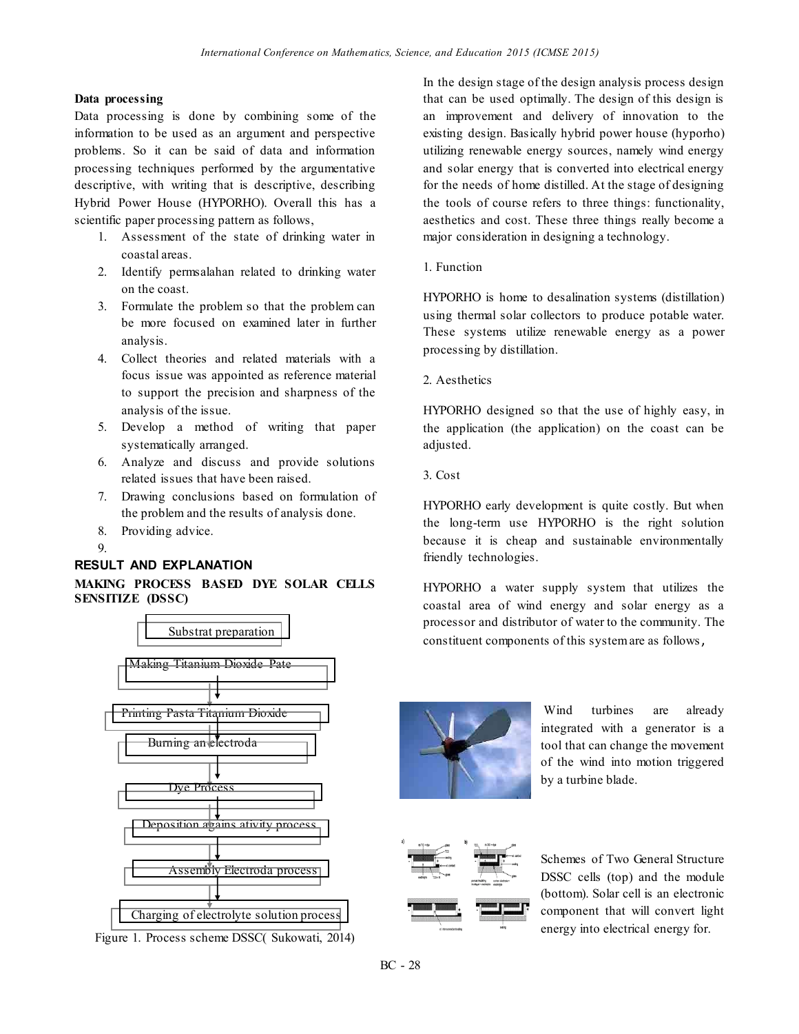**Data processing**

Data processing is done by combining some of the information to be used as an argument and perspective problems. So it can be said of data and information processing techniques performed by the argumentative descriptive, with writing that is descriptive, describing Hybrid Power House (HYPORHO). Overall this has a scientific paper processing pattern as follows,

1. Assessment of the state of drinking water in coastal areas.
2. Identify permsalahan related to drinking water on the coast.
3. Formulate the problem so that the problem can be more focused on examined later in further analysis.
4. Collect theories and related materials with a focus issue was appointed as reference material to support the precision and sharpness of the analysis of the issue.
5. Develop a method of writing that paper systematically arranged.
6. Analyze and discuss and provide solutions related issues that have been raised.
7. Drawing conclusions based on formulation of the problem and the results of analysis done.
8. Providing advice.
9. 

## RESULT AND EXPLANATION

### MAKING PROCESS BASED DYE SOLAR CELLS SENSITIZE (DSSC)

Substrat preparation

Making Titanium Dioxide Pate

Printing Pasta Titanium Dioxide

Burning an electroda

Dye Process

Deposition agains ativity process

Assembly Electroda process

Charging of electrolyte solution process

Figure 1. Process scheme DSSC( Sukowati, 2014)

In the design stage of the design analysis process design that can be used optimally. The design of this design is an improvement and delivery of innovation to the existing design. Basically hybrid power house (hyporho) utilizing renewable energy sources, namely wind energy and solar energy that is converted into electrical energy for the needs of home distilled. At the stage of designing the tools of course refers to three things: functionality, aesthetics and cost. These three things really become a major consideration in designing a technology.

1. Function

HYPORHO is home to desalination systems (distillation) using thermal solar collectors to produce potable water. These systems utilize renewable energy as a power processing by distillation.

2. Aesthetics

HYPORHO designed so that the use of highly easy, in the application (the application) on the coast can be adjusted.

3. Cost

HYPORHO early development is quite costly. But when the long-term use HYPORHO is the right solution because it is cheap and sustainable environmentally friendly technologies.

HYPORHO a water supply system that utilizes the coastal area of wind energy and solar energy as a processor and distributor of water to the community. The constituent components of this system are as follows,

Wind turbines are already integrated with a generator is a tool that can change the movement of the wind into motion triggered by a turbine blade.

Schemes of Two General Structure DSSC cells (top) and the module (bottom). Solar cell is an electronic component that will convert light energy into electrical energy for.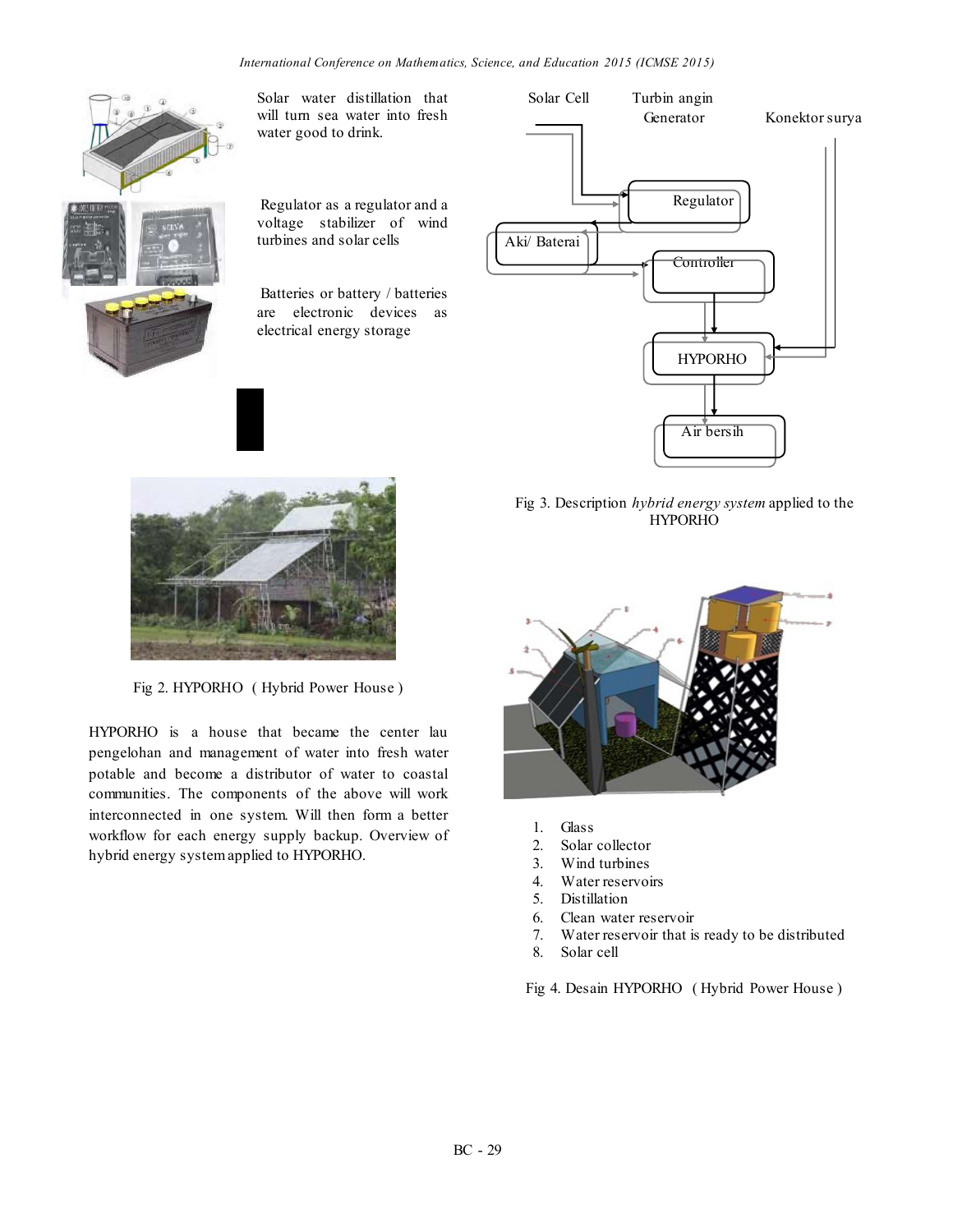Solar water distillation that will turn sea water into fresh water good to drink.

Regulator as a regulator and a voltage stabilizer of wind turbines and solar cells

Batteries or battery / batteries are electronic devices as electrical energy storage

Fig 2. HYPORHO ( Hybrid Power House )

HYPORHO is a house that became the center lau pengelohan and management of water into fresh water potable and become a distributor of water to coastal communities. The components of the above will work interconnected in one system. Will then form a better workflow for each energy supply backup. Overview of hybrid energy system applied to HYPORHO.

Solar Cell

Turbin angin Generator

Konektor surya

Regulator

Aki/ Baterai

Controller

HYPORHO

Air bersih

Fig 3. Description *hybrid energy system* applied to the HYPORHO

1. Glass
2. Solar collector
3. Wind turbines
4. Water reservoirs
5. Distillation
6. Clean water reservoir
7. Water reservoir that is ready to be distributed
8. Solar cell

Fig 4. Desain HYPORHO ( Hybrid Power House )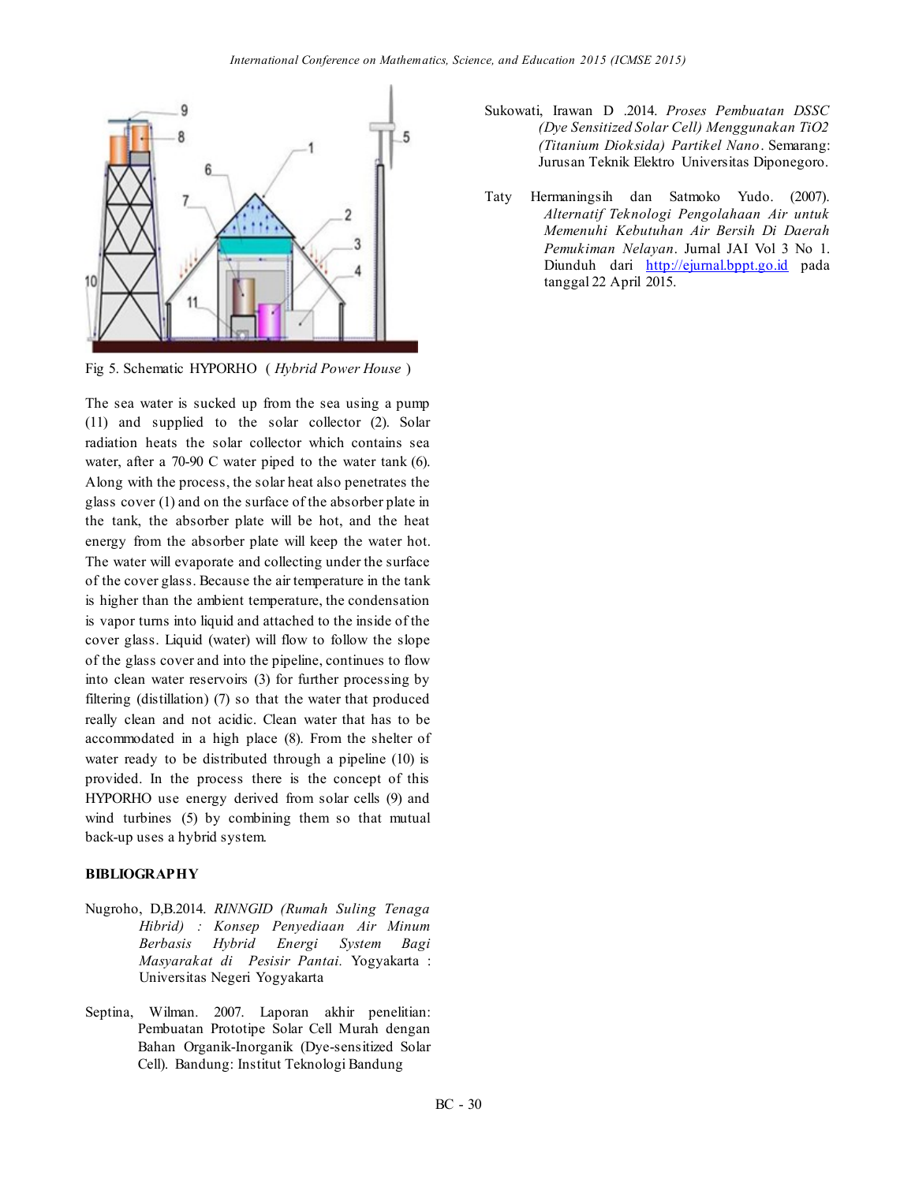Fig 5. Schematic HYPORHO ( *Hybrid Power House* )

The sea water is sucked up from the sea using a pump (11) and supplied to the solar collector (2). Solar radiation heats the solar collector which contains sea water, after a 70-90 C water piped to the water tank (6). Along with the process, the solar heat also penetrates the glass cover (1) and on the surface of the absorber plate in the tank, the absorber plate will be hot, and the heat energy from the absorber plate will keep the water hot. The water will evaporate and collecting under the surface of the cover glass. Because the air temperature in the tank is higher than the ambient temperature, the condensation is vapor turns into liquid and attached to the inside of the cover glass. Liquid (water) will flow to follow the slope of the glass cover and into the pipeline, continues to flow into clean water reservoirs (3) for further processing by filtering (distillation) (7) so that the water that produced really clean and not acidic. Clean water that has to be accommodated in a high place (8). From the shelter of water ready to be distributed through a pipeline (10) is provided. In the process there is the concept of this HYPORHO use energy derived from solar cells (9) and wind turbines (5) by combining them so that mutual back-up uses a hybrid system.

## BIBLIOGRAPHY

Nugroho, D,B.2014. *RINNGID (Rumah Suling Tenaga Hibrid) : Konsep Penyediaan Air Minum Berbasis Hybrid Energi System Bagi Masyarakat di Pesisir Pantai.* Yogyakarta : Universitas Negeri Yogyakarta

Septina, Wilman. 2007. Laporan akhir penelitian: Pembuatan Prototipe Solar Cell Murah dengan Bahan Organik-Inorganik (Dye-sensitized Solar Cell). Bandung: Institut Teknologi Bandung

Sukowati, Irawan D .2014. *Proses Pembuatan DSSC (Dye Sensitized Solar Cell) Menggunakan TiO2 (Titanium Dioksida) Partikel Nano*. Semarang: Jurusan Teknik Elektro Universitas Diponegoro.

Taty Hermaningsih dan Satmoko Yudo. (2007). *Alternatif Teknologi Pengolahaan Air untuk Memenuhi Kebutuhan Air Bersih Di Daerah Pemukiman Nelayan*. Jurnal JAI Vol 3 No 1. Diunduh dari http://ejurnal.bppt.go.id pada tanggal 22 April 2015.